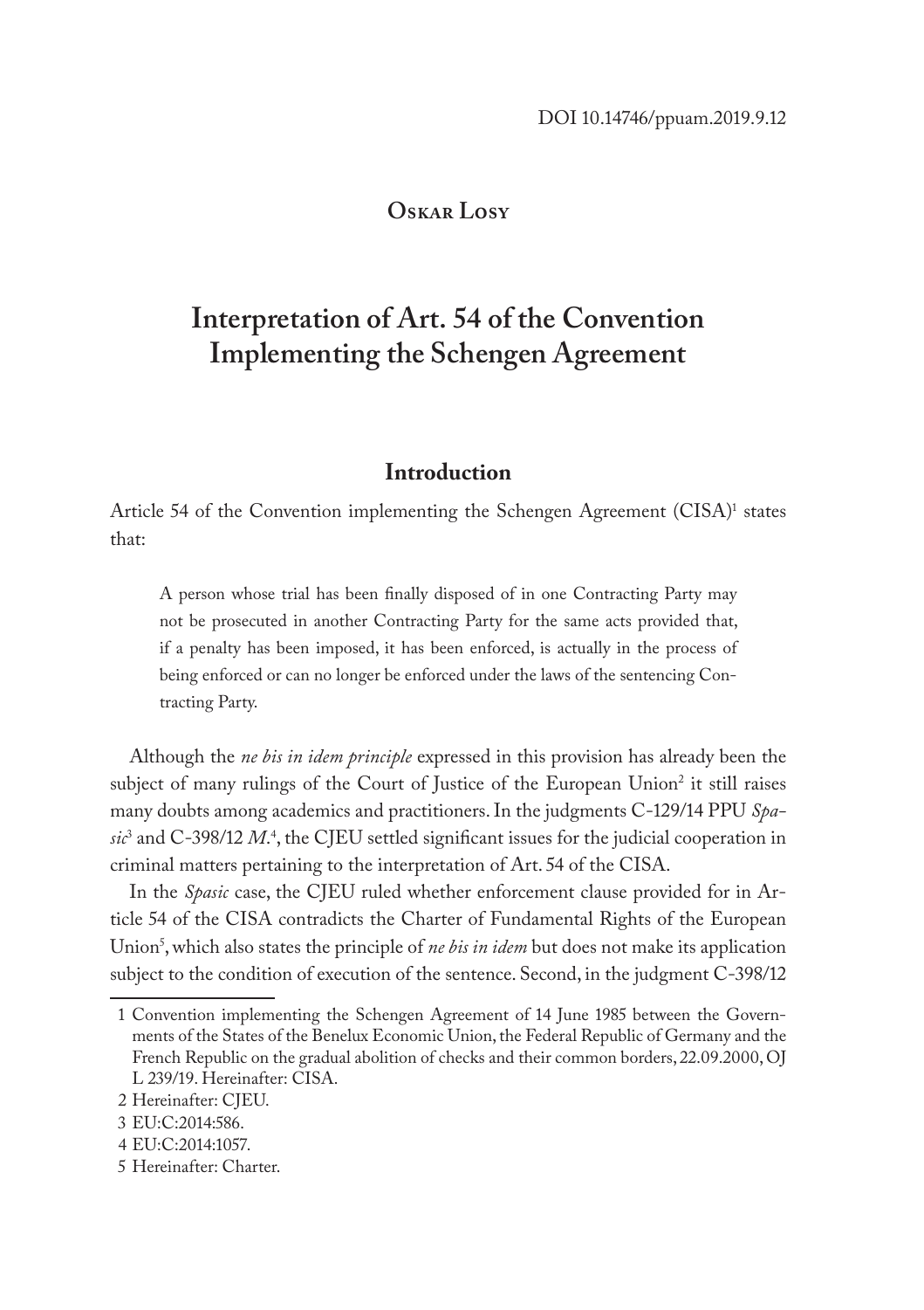DOI 10.14746/ppuam.2019.9.12

**Oskar Losy**

# Interpretation of Art. 54 of the Convention Implementing the Schengen Agreement

## Introduction

Article 54 of the Convention implementing the Schengen Agreement (CISA)[1] states that:

> A person whose trial has been finally disposed of in one Contracting Party may not be prosecuted in another Contracting Party for the same acts provided that, if a penalty has been imposed, it has been enforced, is actually in the process of being enforced or can no longer be enforced under the laws of the sentencing Contracting Party.

Although the *ne bis in idem principle* expressed in this provision has already been the subject of many rulings of the Court of Justice of the European Union[2] it still raises many doubts among academics and practitioners. In the judgments C-129/14 PPU *Spasic*[3] and C-398/12 *M.*[4], the CJEU settled significant issues for the judicial cooperation in criminal matters pertaining to the interpretation of Art. 54 of the CISA.

In the *Spasic* case, the CJEU ruled whether enforcement clause provided for in Article 54 of the CISA contradicts the Charter of Fundamental Rights of the European Union[5], which also states the principle of *ne bis in idem* but does not make its application subject to the condition of execution of the sentence. Second, in the judgment C-398/12

---

1 Convention implementing the Schengen Agreement of 14 June 1985 between the Governments of the States of the Benelux Economic Union, the Federal Republic of Germany and the French Republic on the gradual abolition of checks and their common borders, 22.09.2000, OJ L 239/19. Hereinafter: CISA.

2 Hereinafter: CJEU.

3 EU:C:2014:586.

4 EU:C:2014:1057.

5 Hereinafter: Charter.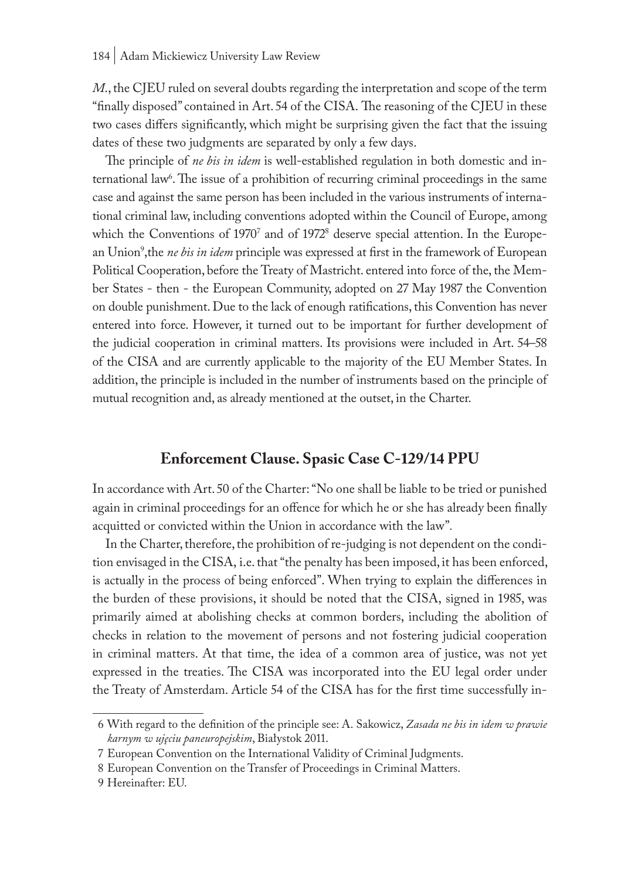*M.*, the CJEU ruled on several doubts regarding the interpretation and scope of the term "finally disposed" contained in Art. 54 of the CISA. The reasoning of the CJEU in these two cases differs significantly, which might be surprising given the fact that the issuing dates of these two judgments are separated by only a few days.

The principle of *ne bis in idem* is well-established regulation in both domestic and international law[6]. The issue of a prohibition of recurring criminal proceedings in the same case and against the same person has been included in the various instruments of international criminal law, including conventions adopted within the Council of Europe, among which the Conventions of 1970[7] and of 1972[8] deserve special attention. In the European Union[9],the *ne bis in idem* principle was expressed at first in the framework of European Political Cooperation, before the Treaty of Mastricht. entered into force of the, the Member States - then - the European Community, adopted on 27 May 1987 the Convention on double punishment. Due to the lack of enough ratifications, this Convention has never entered into force. However, it turned out to be important for further development of the judicial cooperation in criminal matters. Its provisions were included in Art. 54–58 of the CISA and are currently applicable to the majority of the EU Member States. In addition, the principle is included in the number of instruments based on the principle of mutual recognition and, as already mentioned at the outset, in the Charter.

## Enforcement Clause. Spasic Case C-129/14 PPU

In accordance with Art. 50 of the Charter: "No one shall be liable to be tried or punished again in criminal proceedings for an offence for which he or she has already been finally acquitted or convicted within the Union in accordance with the law".

In the Charter, therefore, the prohibition of re-judging is not dependent on the condition envisaged in the CISA, i.e. that "the penalty has been imposed, it has been enforced, is actually in the process of being enforced". When trying to explain the differences in the burden of these provisions, it should be noted that the CISA, signed in 1985, was primarily aimed at abolishing checks at common borders, including the abolition of checks in relation to the movement of persons and not fostering judicial cooperation in criminal matters. At that time, the idea of a common area of justice, was not yet expressed in the treaties. The CISA was incorporated into the EU legal order under the Treaty of Amsterdam. Article 54 of the CISA has for the first time successfully in-

6 With regard to the definition of the principle see: A. Sakowicz, *Zasada ne bis in idem w prawie karnym w ujęciu paneuropejskim*, Białystok 2011.

7 European Convention on the International Validity of Criminal Judgments.

8 European Convention on the Transfer of Proceedings in Criminal Matters.

9 Hereinafter: EU.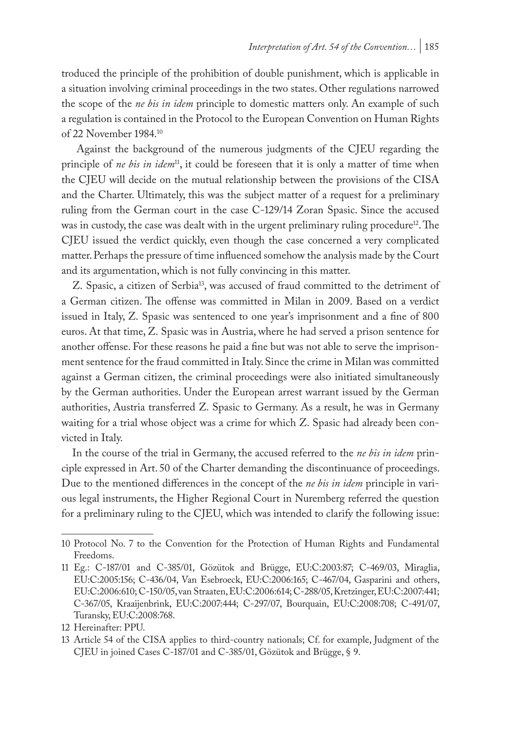troduced the principle of the prohibition of double punishment, which is applicable in a situation involving criminal proceedings in the two states. Other regulations narrowed the scope of the *ne bis in idem* principle to domestic matters only. An example of such a regulation is contained in the Protocol to the European Convention on Human Rights of 22 November 1984.[10]

Against the background of the numerous judgments of the CJEU regarding the principle of *ne bis in idem*[11], it could be foreseen that it is only a matter of time when the CJEU will decide on the mutual relationship between the provisions of the CISA and the Charter. Ultimately, this was the subject matter of a request for a preliminary ruling from the German court in the case C-129/14 Zoran Spasic. Since the accused was in custody, the case was dealt with in the urgent preliminary ruling procedure[12]. The CJEU issued the verdict quickly, even though the case concerned a very complicated matter. Perhaps the pressure of time influenced somehow the analysis made by the Court and its argumentation, which is not fully convincing in this matter.

Z. Spasic, a citizen of Serbia[13], was accused of fraud committed to the detriment of a German citizen. The offense was committed in Milan in 2009. Based on a verdict issued in Italy, Z. Spasic was sentenced to one year's imprisonment and a fine of 800 euros. At that time, Z. Spasic was in Austria, where he had served a prison sentence for another offense. For these reasons he paid a fine but was not able to serve the imprisonment sentence for the fraud committed in Italy. Since the crime in Milan was committed against a German citizen, the criminal proceedings were also initiated simultaneously by the German authorities. Under the European arrest warrant issued by the German authorities, Austria transferred Z. Spasic to Germany. As a result, he was in Germany waiting for a trial whose object was a crime for which Z. Spasic had already been convicted in Italy.

In the course of the trial in Germany, the accused referred to the *ne bis in idem* principle expressed in Art. 50 of the Charter demanding the discontinuance of proceedings. Due to the mentioned differences in the concept of the *ne bis in idem* principle in various legal instruments, the Higher Regional Court in Nuremberg referred the question for a preliminary ruling to the CJEU, which was intended to clarify the following issue:

---

10 Protocol No. 7 to the Convention for the Protection of Human Rights and Fundamental Freedoms.

11 Eg.: C-187/01 and C-385/01, Gözütok and Brügge, EU:C:2003:87; C-469/03, Miraglia, EU:C:2005:156; C-436/04, Van Esebroeck, EU:C:2006:165; C-467/04, Gasparini and others, EU:C:2006:610; C-150/05, van Straaten, EU:C:2006:614; C-288/05, Kretzinger, EU:C:2007:441; C-367/05, Kraaijenbrink, EU:C:2007:444; C-297/07, Bourquain, EU:C:2008:708; C-491/07, Turansky, EU:C:2008:768.

12 Hereinafter: PPU.

13 Article 54 of the CISA applies to third-country nationals; Cf. for example, Judgment of the CJEU in joined Cases C-187/01 and C-385/01, Gözütok and Brügge, § 9.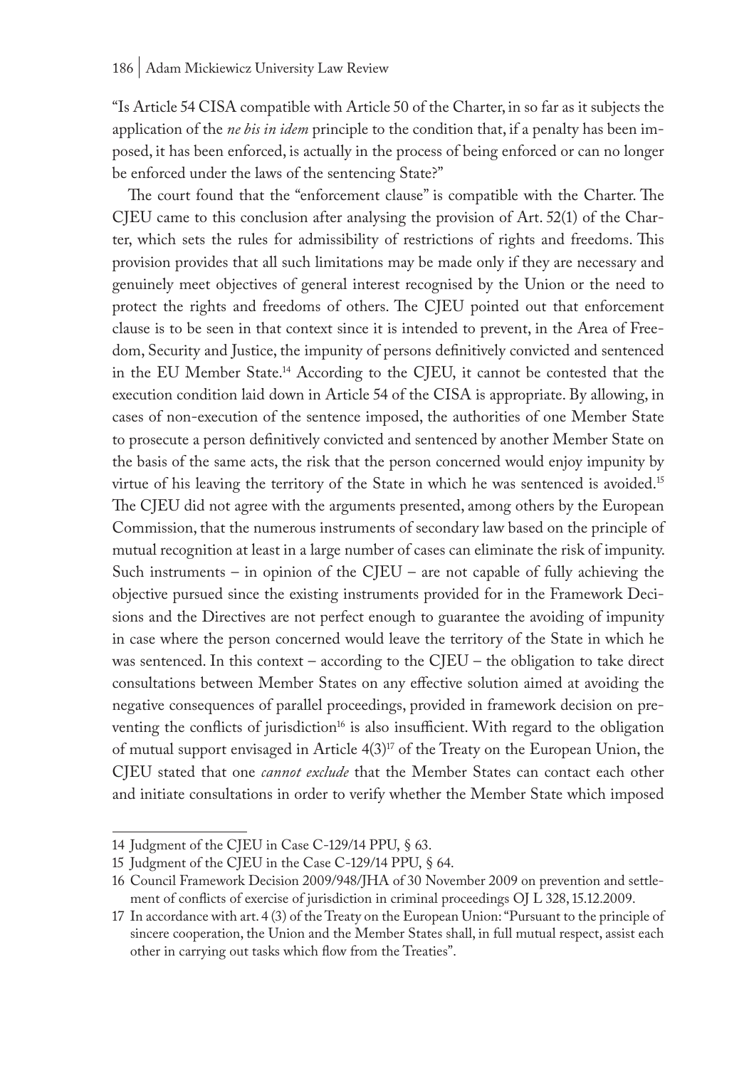"Is Article 54 CISA compatible with Article 50 of the Charter, in so far as it subjects the application of the *ne bis in idem* principle to the condition that, if a penalty has been imposed, it has been enforced, is actually in the process of being enforced or can no longer be enforced under the laws of the sentencing State?"

The court found that the "enforcement clause" is compatible with the Charter. The CJEU came to this conclusion after analysing the provision of Art. 52(1) of the Charter, which sets the rules for admissibility of restrictions of rights and freedoms. This provision provides that all such limitations may be made only if they are necessary and genuinely meet objectives of general interest recognised by the Union or the need to protect the rights and freedoms of others. The CJEU pointed out that enforcement clause is to be seen in that context since it is intended to prevent, in the Area of Freedom, Security and Justice, the impunity of persons definitively convicted and sentenced in the EU Member State.[14] According to the CJEU, it cannot be contested that the execution condition laid down in Article 54 of the CISA is appropriate. By allowing, in cases of non-execution of the sentence imposed, the authorities of one Member State to prosecute a person definitively convicted and sentenced by another Member State on the basis of the same acts, the risk that the person concerned would enjoy impunity by virtue of his leaving the territory of the State in which he was sentenced is avoided.[15] The CJEU did not agree with the arguments presented, among others by the European Commission, that the numerous instruments of secondary law based on the principle of mutual recognition at least in a large number of cases can eliminate the risk of impunity. Such instruments – in opinion of the CJEU – are not capable of fully achieving the objective pursued since the existing instruments provided for in the Framework Decisions and the Directives are not perfect enough to guarantee the avoiding of impunity in case where the person concerned would leave the territory of the State in which he was sentenced. In this context – according to the CJEU – the obligation to take direct consultations between Member States on any effective solution aimed at avoiding the negative consequences of parallel proceedings, provided in framework decision on preventing the conflicts of jurisdiction[16] is also insufficient. With regard to the obligation of mutual support envisaged in Article 4(3)[17] of the Treaty on the European Union, the CJEU stated that one *cannot exclude* that the Member States can contact each other and initiate consultations in order to verify whether the Member State which imposed

---

14 Judgment of the CJEU in Case C-129/14 PPU, § 63.

15 Judgment of the CJEU in the Case C-129/14 PPU, § 64.

16 Council Framework Decision 2009/948/JHA of 30 November 2009 on prevention and settlement of conflicts of exercise of jurisdiction in criminal proceedings OJ L 328, 15.12.2009.

17 In accordance with art. 4 (3) of the Treaty on the European Union: "Pursuant to the principle of sincere cooperation, the Union and the Member States shall, in full mutual respect, assist each other in carrying out tasks which flow from the Treaties".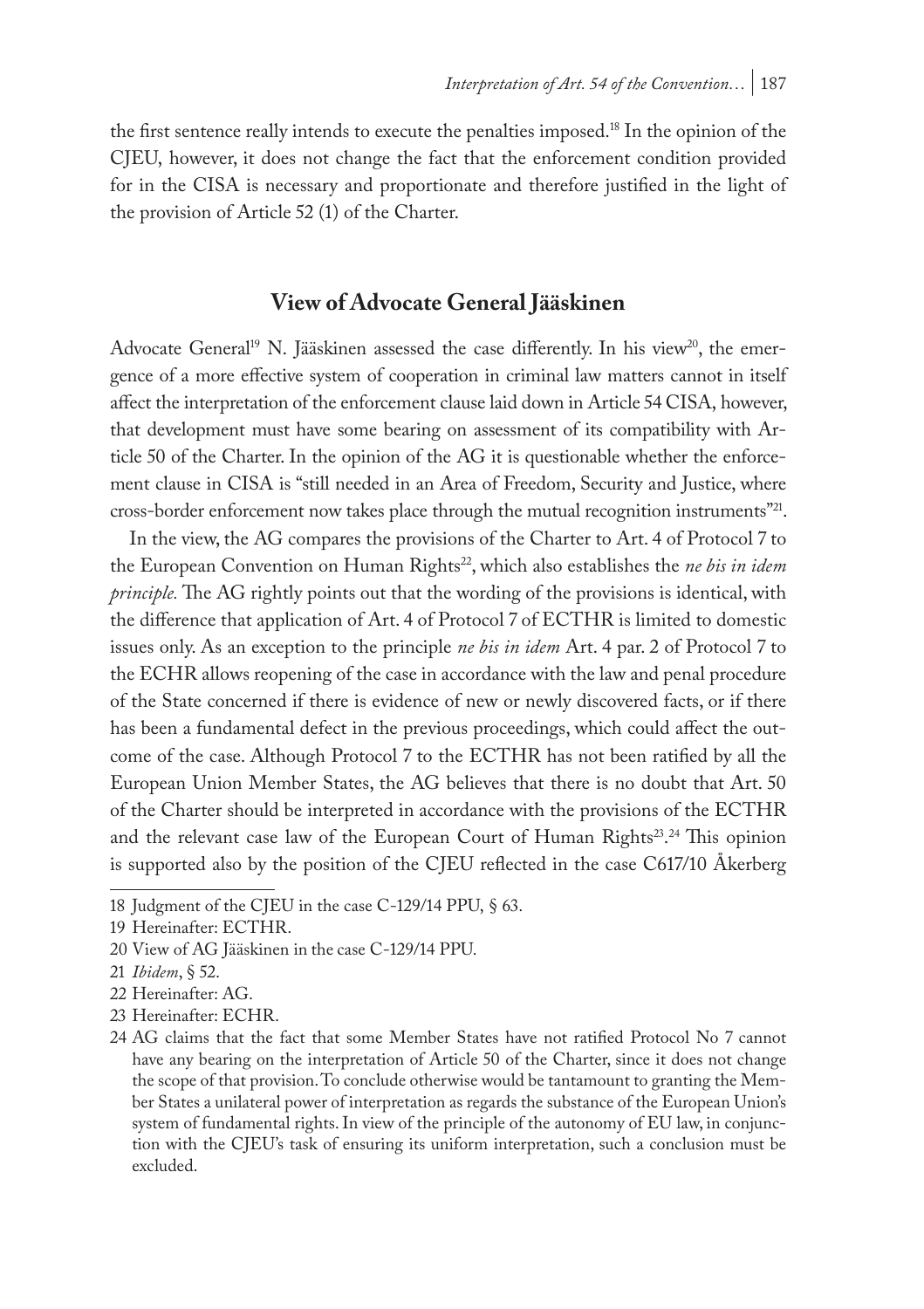the first sentence really intends to execute the penalties imposed.[18] In the opinion of the CJEU, however, it does not change the fact that the enforcement condition provided for in the CISA is necessary and proportionate and therefore justified in the light of the provision of Article 52 (1) of the Charter.

## View of Advocate General Jääskinen

Advocate General[19] N. Jääskinen assessed the case differently. In his view[20], the emergence of a more effective system of cooperation in criminal law matters cannot in itself affect the interpretation of the enforcement clause laid down in Article 54 CISA, however, that development must have some bearing on assessment of its compatibility with Article 50 of the Charter. In the opinion of the AG it is questionable whether the enforcement clause in CISA is "still needed in an Area of Freedom, Security and Justice, where cross-border enforcement now takes place through the mutual recognition instruments"[21].

In the view, the AG compares the provisions of the Charter to Art. 4 of Protocol 7 to the European Convention on Human Rights[22], which also establishes the *ne bis in idem principle.* The AG rightly points out that the wording of the provisions is identical, with the difference that application of Art. 4 of Protocol 7 of ECTHR is limited to domestic issues only. As an exception to the principle *ne bis in idem* Art. 4 par. 2 of Protocol 7 to the ECHR allows reopening of the case in accordance with the law and penal procedure of the State concerned if there is evidence of new or newly discovered facts, or if there has been a fundamental defect in the previous proceedings, which could affect the outcome of the case. Although Protocol 7 to the ECTHR has not been ratified by all the European Union Member States, the AG believes that there is no doubt that Art. 50 of the Charter should be interpreted in accordance with the provisions of the ECTHR and the relevant case law of the European Court of Human Rights[23].[24] This opinion is supported also by the position of the CJEU reflected in the case C617/10 Åkerberg

---

18 Judgment of the CJEU in the case C-129/14 PPU, § 63.

19 Hereinafter: ECTHR.

20 View of AG Jääskinen in the case C-129/14 PPU.

21 *Ibidem*, § 52.

22 Hereinafter: AG.

23 Hereinafter: ECHR.

24 AG claims that the fact that some Member States have not ratified Protocol No 7 cannot have any bearing on the interpretation of Article 50 of the Charter, since it does not change the scope of that provision. To conclude otherwise would be tantamount to granting the Member States a unilateral power of interpretation as regards the substance of the European Union's system of fundamental rights. In view of the principle of the autonomy of EU law, in conjunction with the CJEU's task of ensuring its uniform interpretation, such a conclusion must be excluded.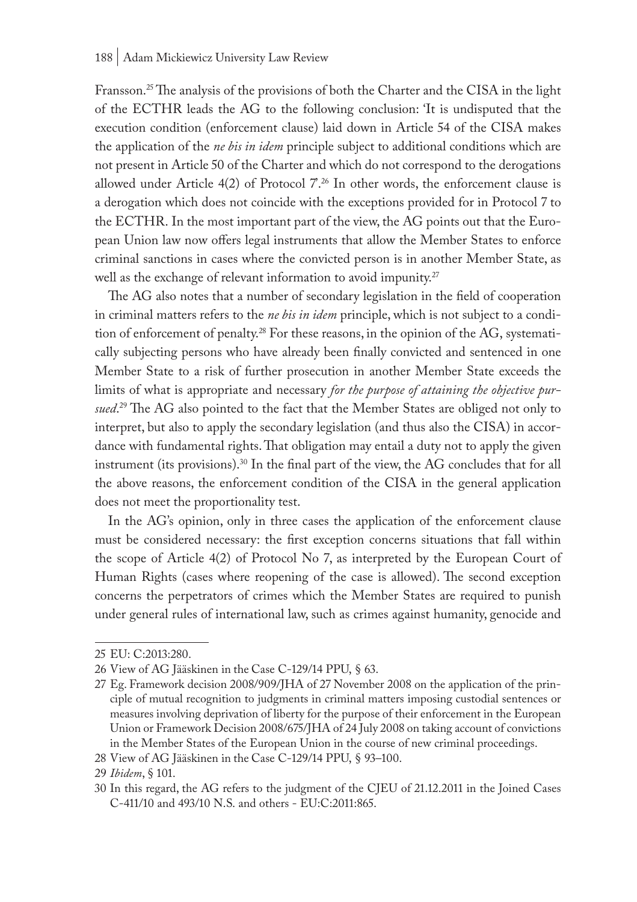Fransson.[25] The analysis of the provisions of both the Charter and the CISA in the light of the ECTHR leads the AG to the following conclusion: 'It is undisputed that the execution condition (enforcement clause) laid down in Article 54 of the CISA makes the application of the *ne bis in idem* principle subject to additional conditions which are not present in Article 50 of the Charter and which do not correspond to the derogations allowed under Article 4(2) of Protocol 7'.[26] In other words, the enforcement clause is a derogation which does not coincide with the exceptions provided for in Protocol 7 to the ECTHR. In the most important part of the view, the AG points out that the European Union law now offers legal instruments that allow the Member States to enforce criminal sanctions in cases where the convicted person is in another Member State, as well as the exchange of relevant information to avoid impunity.[27]

The AG also notes that a number of secondary legislation in the field of cooperation in criminal matters refers to the *ne bis in idem* principle, which is not subject to a condition of enforcement of penalty.[28] For these reasons, in the opinion of the AG, systematically subjecting persons who have already been finally convicted and sentenced in one Member State to a risk of further prosecution in another Member State exceeds the limits of what is appropriate and necessary *for the purpose of attaining the objective pursued*.[29] The AG also pointed to the fact that the Member States are obliged not only to interpret, but also to apply the secondary legislation (and thus also the CISA) in accordance with fundamental rights. That obligation may entail a duty not to apply the given instrument (its provisions).[30] In the final part of the view, the AG concludes that for all the above reasons, the enforcement condition of the CISA in the general application does not meet the proportionality test.

In the AG's opinion, only in three cases the application of the enforcement clause must be considered necessary: the first exception concerns situations that fall within the scope of Article 4(2) of Protocol No 7, as interpreted by the European Court of Human Rights (cases where reopening of the case is allowed). The second exception concerns the perpetrators of crimes which the Member States are required to punish under general rules of international law, such as crimes against humanity, genocide and

---

25 EU: C:2013:280.

26 View of AG Jääskinen in the Case C-129/14 PPU, § 63.

27 Eg. Framework decision 2008/909/JHA of 27 November 2008 on the application of the principle of mutual recognition to judgments in criminal matters imposing custodial sentences or measures involving deprivation of liberty for the purpose of their enforcement in the European Union or Framework Decision 2008/675/JHA of 24 July 2008 on taking account of convictions in the Member States of the European Union in the course of new criminal proceedings.

28 View of AG Jääskinen in the Case C-129/14 PPU, § 93–100.

29 *Ibidem*, § 101.

30 In this regard, the AG refers to the judgment of the CJEU of 21.12.2011 in the Joined Cases C-411/10 and 493/10 N.S. and others - EU:C:2011:865.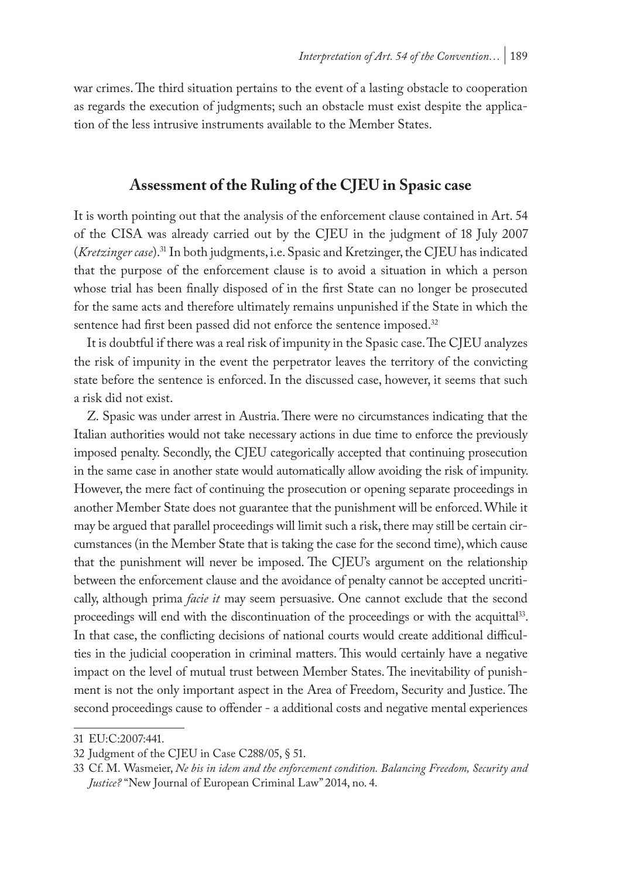war crimes. The third situation pertains to the event of a lasting obstacle to cooperation as regards the execution of judgments; such an obstacle must exist despite the application of the less intrusive instruments available to the Member States.

## Assessment of the Ruling of the CJEU in Spasic case

It is worth pointing out that the analysis of the enforcement clause contained in Art. 54 of the CISA was already carried out by the CJEU in the judgment of 18 July 2007 (*Kretzinger case*).[31] In both judgments, i.e. Spasic and Kretzinger, the CJEU has indicated that the purpose of the enforcement clause is to avoid a situation in which a person whose trial has been finally disposed of in the first State can no longer be prosecuted for the same acts and therefore ultimately remains unpunished if the State in which the sentence had first been passed did not enforce the sentence imposed.[32]

It is doubtful if there was a real risk of impunity in the Spasic case. The CJEU analyzes the risk of impunity in the event the perpetrator leaves the territory of the convicting state before the sentence is enforced. In the discussed case, however, it seems that such a risk did not exist.

Z. Spasic was under arrest in Austria. There were no circumstances indicating that the Italian authorities would not take necessary actions in due time to enforce the previously imposed penalty. Secondly, the CJEU categorically accepted that continuing prosecution in the same case in another state would automatically allow avoiding the risk of impunity. However, the mere fact of continuing the prosecution or opening separate proceedings in another Member State does not guarantee that the punishment will be enforced. While it may be argued that parallel proceedings will limit such a risk, there may still be certain circumstances (in the Member State that is taking the case for the second time), which cause that the punishment will never be imposed. The CJEU's argument on the relationship between the enforcement clause and the avoidance of penalty cannot be accepted uncritically, although prima *facie it* may seem persuasive. One cannot exclude that the second proceedings will end with the discontinuation of the proceedings or with the acquittal[33]. In that case, the conflicting decisions of national courts would create additional difficulties in the judicial cooperation in criminal matters. This would certainly have a negative impact on the level of mutual trust between Member States. The inevitability of punishment is not the only important aspect in the Area of Freedom, Security and Justice. The second proceedings cause to offender - a additional costs and negative mental experiences

---

31 EU:C:2007:441.

32 Judgment of the CJEU in Case C288/05, § 51.

33 Cf. M. Wasmeier, *Ne bis in idem and the enforcement condition. Balancing Freedom, Security and Justice?* "New Journal of European Criminal Law" 2014, no. 4.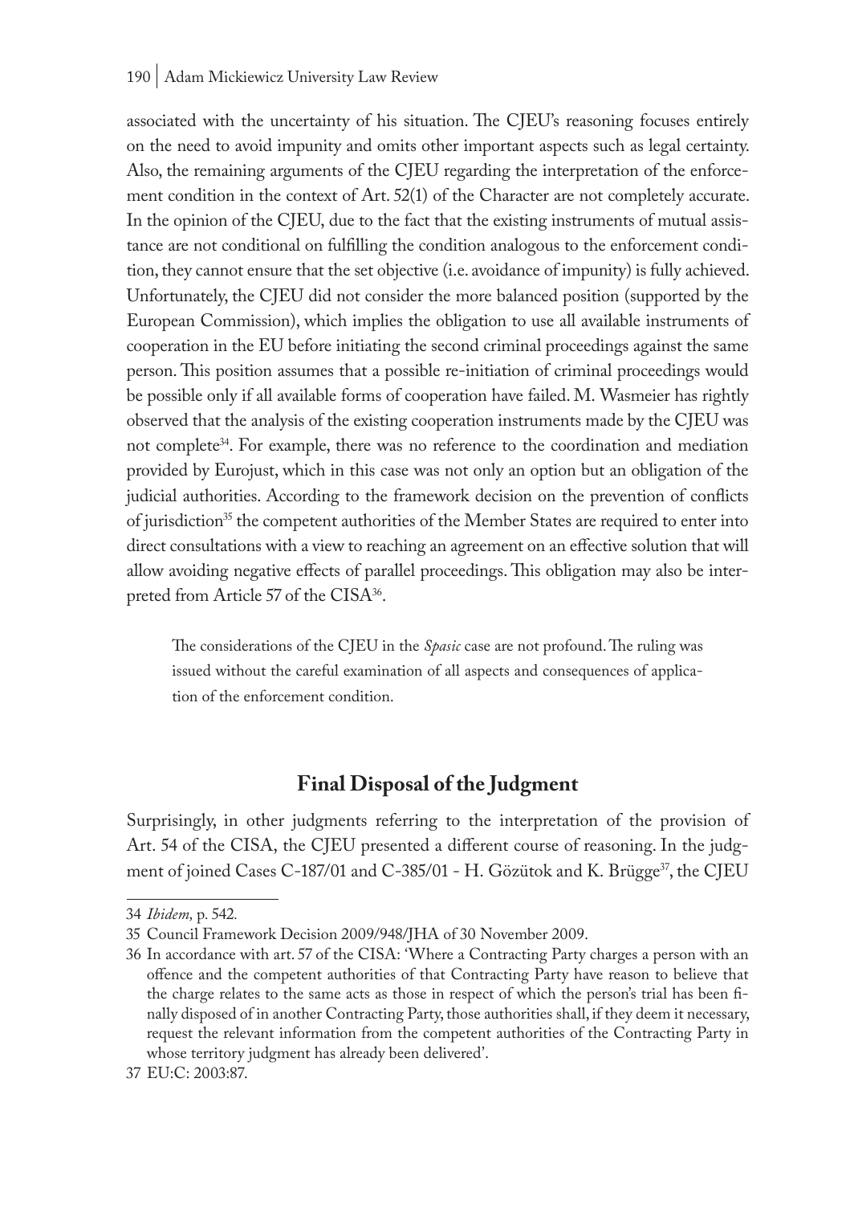associated with the uncertainty of his situation. The CJEU's reasoning focuses entirely on the need to avoid impunity and omits other important aspects such as legal certainty. Also, the remaining arguments of the CJEU regarding the interpretation of the enforcement condition in the context of Art. 52(1) of the Character are not completely accurate. In the opinion of the CJEU, due to the fact that the existing instruments of mutual assistance are not conditional on fulfilling the condition analogous to the enforcement condition, they cannot ensure that the set objective (i.e. avoidance of impunity) is fully achieved. Unfortunately, the CJEU did not consider the more balanced position (supported by the European Commission), which implies the obligation to use all available instruments of cooperation in the EU before initiating the second criminal proceedings against the same person. This position assumes that a possible re-initiation of criminal proceedings would be possible only if all available forms of cooperation have failed. M. Wasmeier has rightly observed that the analysis of the existing cooperation instruments made by the CJEU was not complete[34]. For example, there was no reference to the coordination and mediation provided by Eurojust, which in this case was not only an option but an obligation of the judicial authorities. According to the framework decision on the prevention of conflicts of jurisdiction[35] the competent authorities of the Member States are required to enter into direct consultations with a view to reaching an agreement on an effective solution that will allow avoiding negative effects of parallel proceedings. This obligation may also be interpreted from Article 57 of the CISA[36].

> The considerations of the CJEU in the *Spasic* case are not profound. The ruling was issued without the careful examination of all aspects and consequences of application of the enforcement condition.

## Final Disposal of the Judgment

Surprisingly, in other judgments referring to the interpretation of the provision of Art. 54 of the CISA, the CJEU presented a different course of reasoning. In the judgment of joined Cases C-187/01 and C-385/01 - H. Gözütok and K. Brügge[37], the CJEU

---

34 *Ibidem*, p. 542.

35 Council Framework Decision 2009/948/JHA of 30 November 2009.

36 In accordance with art. 57 of the CISA: 'Where a Contracting Party charges a person with an offence and the competent authorities of that Contracting Party have reason to believe that the charge relates to the same acts as those in respect of which the person's trial has been finally disposed of in another Contracting Party, those authorities shall, if they deem it necessary, request the relevant information from the competent authorities of the Contracting Party in whose territory judgment has already been delivered'.

37 EU:C: 2003:87.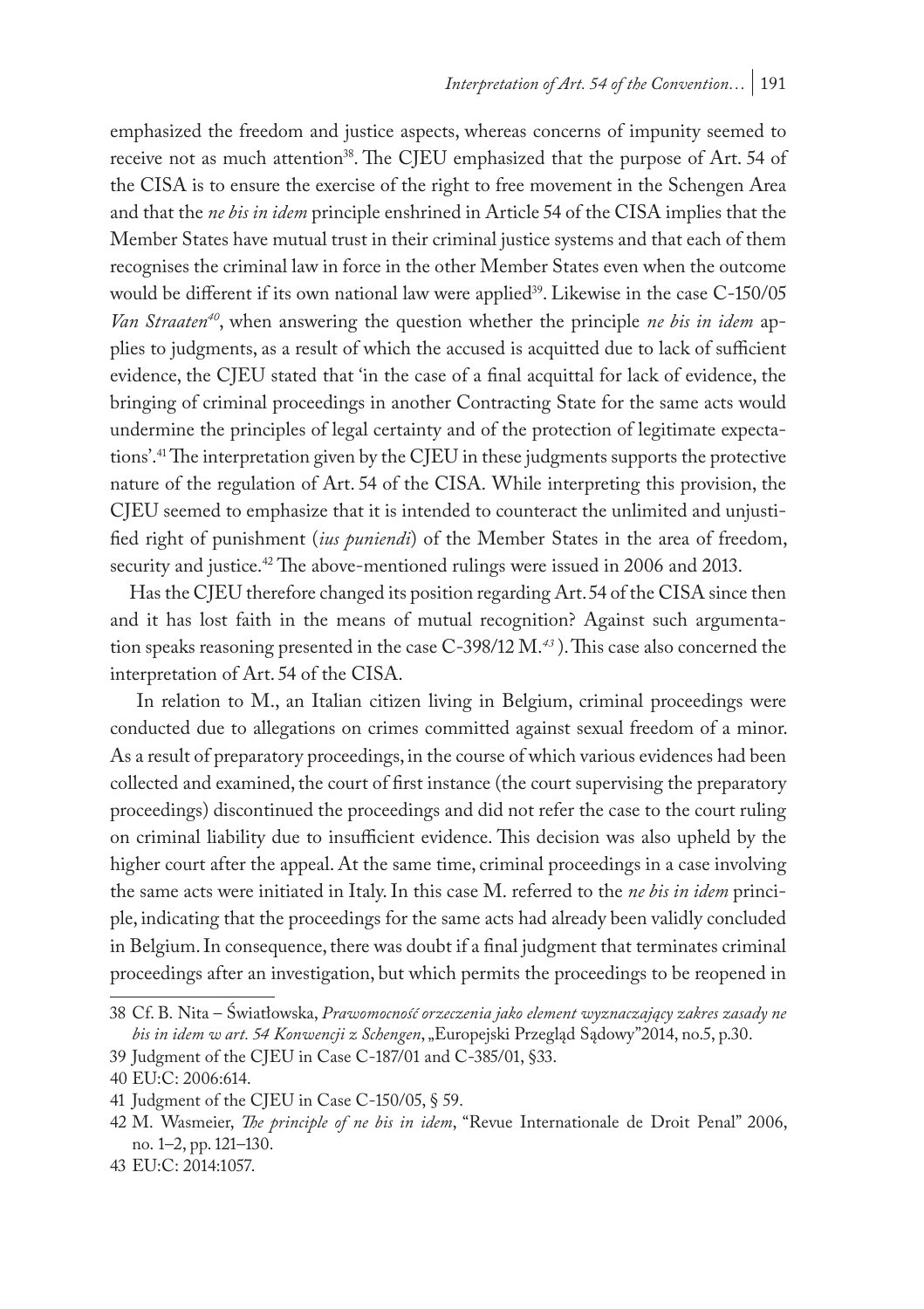emphasized the freedom and justice aspects, whereas concerns of impunity seemed to receive not as much attention[38]. The CJEU emphasized that the purpose of Art. 54 of the CISA is to ensure the exercise of the right to free movement in the Schengen Area and that the *ne bis in idem* principle enshrined in Article 54 of the CISA implies that the Member States have mutual trust in their criminal justice systems and that each of them recognises the criminal law in force in the other Member States even when the outcome would be different if its own national law were applied[39]. Likewise in the case C-150/05 *Van Straaten*[40], when answering the question whether the principle *ne bis in idem* applies to judgments, as a result of which the accused is acquitted due to lack of sufficient evidence, the CJEU stated that 'in the case of a final acquittal for lack of evidence, the bringing of criminal proceedings in another Contracting State for the same acts would undermine the principles of legal certainty and of the protection of legitimate expectations'.[41] The interpretation given by the CJEU in these judgments supports the protective nature of the regulation of Art. 54 of the CISA. While interpreting this provision, the CJEU seemed to emphasize that it is intended to counteract the unlimited and unjustified right of punishment (*ius puniendi*) of the Member States in the area of freedom, security and justice.[42] The above-mentioned rulings were issued in 2006 and 2013.

Has the CJEU therefore changed its position regarding Art. 54 of the CISA since then and it has lost faith in the means of mutual recognition? Against such argumentation speaks reasoning presented in the case C-398/12 M.[43]). This case also concerned the interpretation of Art. 54 of the CISA.

In relation to M., an Italian citizen living in Belgium, criminal proceedings were conducted due to allegations on crimes committed against sexual freedom of a minor. As a result of preparatory proceedings, in the course of which various evidences had been collected and examined, the court of first instance (the court supervising the preparatory proceedings) discontinued the proceedings and did not refer the case to the court ruling on criminal liability due to insufficient evidence. This decision was also upheld by the higher court after the appeal. At the same time, criminal proceedings in a case involving the same acts were initiated in Italy. In this case M. referred to the *ne bis in idem* principle, indicating that the proceedings for the same acts had already been validly concluded in Belgium. In consequence, there was doubt if a final judgment that terminates criminal proceedings after an investigation, but which permits the proceedings to be reopened in

---

38 Cf. B. Nita – Światłowska, *Prawomocność orzeczenia jako element wyznaczający zakres zasady ne bis in idem w art. 54 Konwencji z Schengen*, „Europejski Przegląd Sądowy"2014, no.5, p.30.

39 Judgment of the CJEU in Case C-187/01 and C-385/01, §33.

40 EU:C: 2006:614.

41 Judgment of the CJEU in Case C-150/05, § 59.

42 M. Wasmeier, *The principle of ne bis in idem*, "Revue Internationale de Droit Penal" 2006, no. 1–2, pp. 121–130.

43 EU:C: 2014:1057.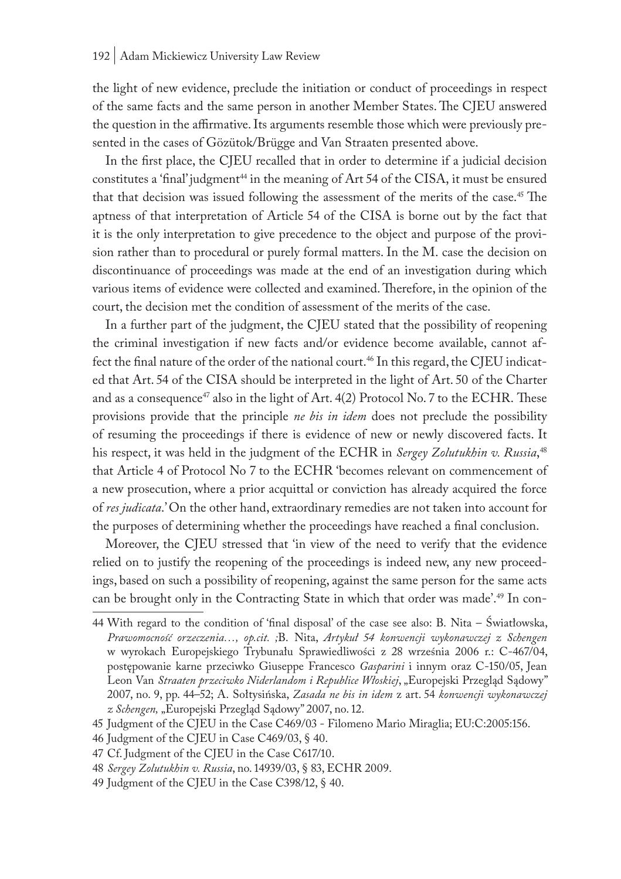the light of new evidence, preclude the initiation or conduct of proceedings in respect of the same facts and the same person in another Member States. The CJEU answered the question in the affirmative. Its arguments resemble those which were previously presented in the cases of Gözütok/Brügge and Van Straaten presented above.

In the first place, the CJEU recalled that in order to determine if a judicial decision constitutes a 'final' judgment[44] in the meaning of Art 54 of the CISA, it must be ensured that that decision was issued following the assessment of the merits of the case.[45] The aptness of that interpretation of Article 54 of the CISA is borne out by the fact that it is the only interpretation to give precedence to the object and purpose of the provision rather than to procedural or purely formal matters. In the M. case the decision on discontinuance of proceedings was made at the end of an investigation during which various items of evidence were collected and examined. Therefore, in the opinion of the court, the decision met the condition of assessment of the merits of the case.

In a further part of the judgment, the CJEU stated that the possibility of reopening the criminal investigation if new facts and/or evidence become available, cannot affect the final nature of the order of the national court.[46] In this regard, the CJEU indicated that Art. 54 of the CISA should be interpreted in the light of Art. 50 of the Charter and as a consequence[47] also in the light of Art. 4(2) Protocol No. 7 to the ECHR. These provisions provide that the principle *ne bis in idem* does not preclude the possibility of resuming the proceedings if there is evidence of new or newly discovered facts. It his respect, it was held in the judgment of the ECHR in *Sergey Zolutukhin v. Russia*,[48] that Article 4 of Protocol No 7 to the ECHR 'becomes relevant on commencement of a new prosecution, where a prior acquittal or conviction has already acquired the force of *res judicata*.' On the other hand, extraordinary remedies are not taken into account for the purposes of determining whether the proceedings have reached a final conclusion.

Moreover, the CJEU stressed that 'in view of the need to verify that the evidence relied on to justify the reopening of the proceedings is indeed new, any new proceedings, based on such a possibility of reopening, against the same person for the same acts can be brought only in the Contracting State in which that order was made'.[49] In con-

---

44 With regard to the condition of 'final disposal' of the case see also: B. Nita – Światłowska, *Prawomocność orzeczenia…, op.cit.* ;B. Nita, *Artykuł 54 konwencji wykonawczej z Schengen* w wyrokach Europejskiego Trybunału Sprawiedliwości z 28 września 2006 r.: C-467/04, postępowanie karne przeciwko Giuseppe Francesco *Gasparini* i innym oraz C-150/05, Jean Leon Van *Straaten przeciwko Niderlandom i Republice Włoskiej*, „Europejski Przegląd Sądowy" 2007, no. 9, pp. 44–52; A. Sołtysińska, *Zasada ne bis in idem* z art. 54 *konwencji wykonawczej z Schengen,* „Europejski Przegląd Sądowy" 2007, no. 12.

45 Judgment of the CJEU in the Case C469/03 - Filomeno Mario Miraglia; EU:C:2005:156.

46 Judgment of the CJEU in Case C469/03, § 40.

47 Cf. Judgment of the CJEU in the Case C617/10.

48 *Sergey Zolutukhin v. Russia*, no. 14939/03, § 83, ECHR 2009.

49 Judgment of the CJEU in the Case C398/12, § 40.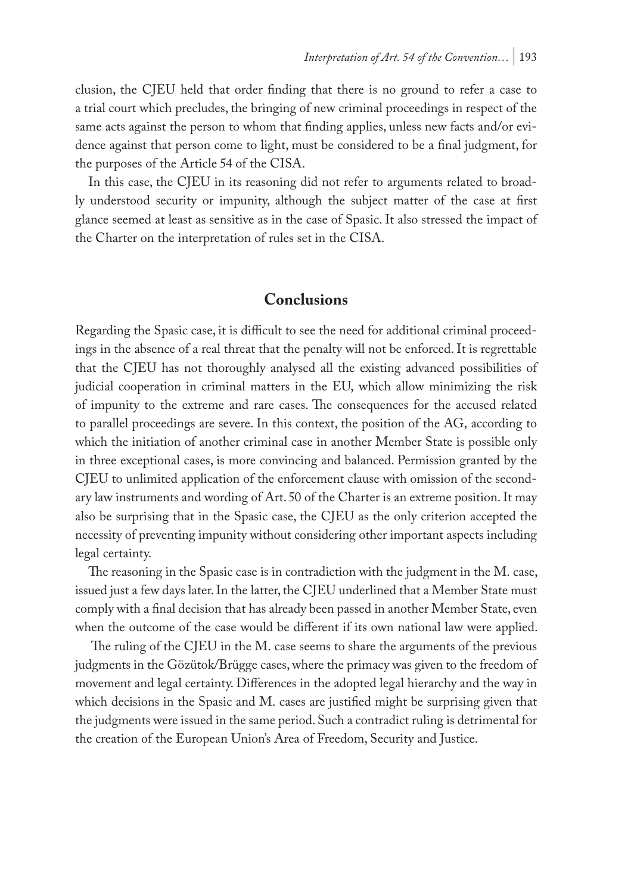clusion, the CJEU held that order finding that there is no ground to refer a case to a trial court which precludes, the bringing of new criminal proceedings in respect of the same acts against the person to whom that finding applies, unless new facts and/or evidence against that person come to light, must be considered to be a final judgment, for the purposes of the Article 54 of the CISA.

In this case, the CJEU in its reasoning did not refer to arguments related to broadly understood security or impunity, although the subject matter of the case at first glance seemed at least as sensitive as in the case of Spasic. It also stressed the impact of the Charter on the interpretation of rules set in the CISA.

## Conclusions

Regarding the Spasic case, it is difficult to see the need for additional criminal proceedings in the absence of a real threat that the penalty will not be enforced. It is regrettable that the CJEU has not thoroughly analysed all the existing advanced possibilities of judicial cooperation in criminal matters in the EU, which allow minimizing the risk of impunity to the extreme and rare cases. The consequences for the accused related to parallel proceedings are severe. In this context, the position of the AG, according to which the initiation of another criminal case in another Member State is possible only in three exceptional cases, is more convincing and balanced. Permission granted by the CJEU to unlimited application of the enforcement clause with omission of the secondary law instruments and wording of Art. 50 of the Charter is an extreme position. It may also be surprising that in the Spasic case, the CJEU as the only criterion accepted the necessity of preventing impunity without considering other important aspects including legal certainty.

The reasoning in the Spasic case is in contradiction with the judgment in the M. case, issued just a few days later. In the latter, the CJEU underlined that a Member State must comply with a final decision that has already been passed in another Member State, even when the outcome of the case would be different if its own national law were applied.

The ruling of the CJEU in the M. case seems to share the arguments of the previous judgments in the Gözütok/Brügge cases, where the primacy was given to the freedom of movement and legal certainty. Differences in the adopted legal hierarchy and the way in which decisions in the Spasic and M. cases are justified might be surprising given that the judgments were issued in the same period. Such a contradict ruling is detrimental for the creation of the European Union's Area of Freedom, Security and Justice.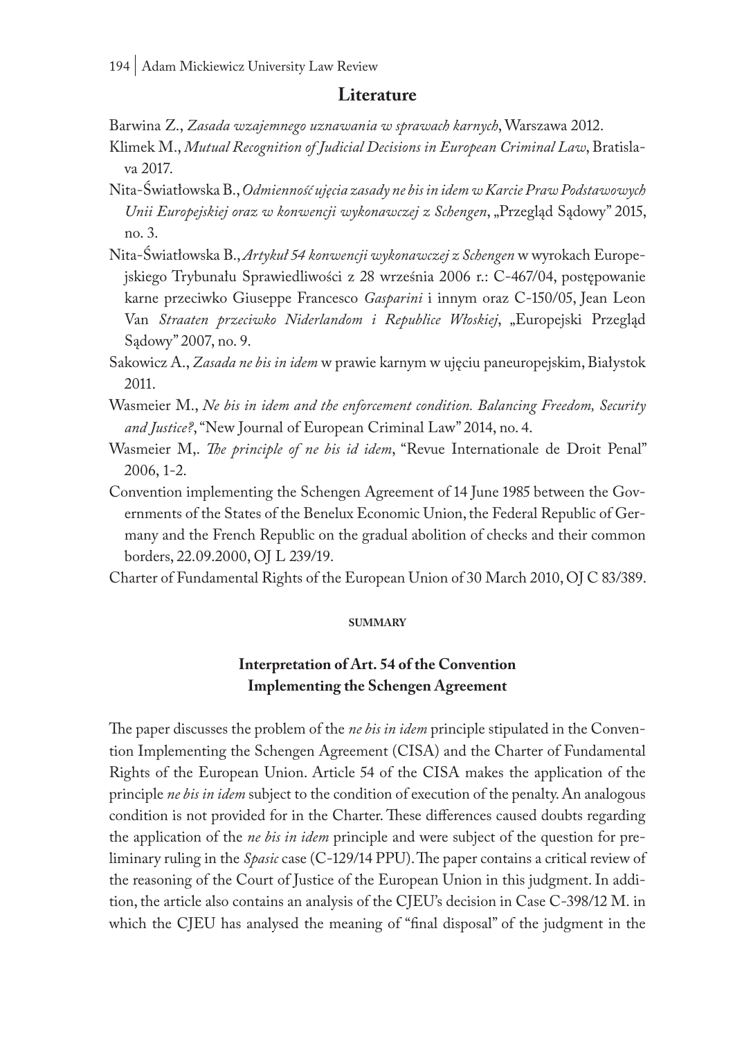## Literature

Barwina Z., *Zasada wzajemnego uznawania w sprawach karnych*, Warszawa 2012.

Klimek M., *Mutual Recognition of Judicial Decisions in European Criminal Law*, Bratislava 2017.

Nita-Światłowska B., *Odmienność ujęcia zasady ne bis in idem w Karcie Praw Podstawowych Unii Europejskiej oraz w konwencji wykonawczej z Schengen*, „Przegląd Sądowy" 2015, no. 3.

Nita-Światłowska B., *Artykuł 54 konwencji wykonawczej z Schengen* w wyrokach Europejskiego Trybunału Sprawiedliwości z 28 września 2006 r.: C-467/04, postępowanie karne przeciwko Giuseppe Francesco *Gasparini* i innym oraz C-150/05, Jean Leon Van *Straaten przeciwko Niderlandom i Republice Włoskiej*, „Europejski Przegląd Sądowy" 2007, no. 9.

Sakowicz A., *Zasada ne bis in idem* w prawie karnym w ujęciu paneuropejskim, Białystok 2011.

Wasmeier M., *Ne bis in idem and the enforcement condition. Balancing Freedom, Security and Justice?*, "New Journal of European Criminal Law" 2014, no. 4.

Wasmeier M,. *The principle of ne bis id idem*, "Revue Internationale de Droit Penal" 2006, 1-2.

Convention implementing the Schengen Agreement of 14 June 1985 between the Governments of the States of the Benelux Economic Union, the Federal Republic of Germany and the French Republic on the gradual abolition of checks and their common borders, 22.09.2000, OJ L 239/19.

Charter of Fundamental Rights of the European Union of 30 March 2010, OJ C 83/389.

#### SUMMARY

### Interpretation of Art. 54 of the Convention Implementing the Schengen Agreement

The paper discusses the problem of the *ne bis in idem* principle stipulated in the Convention Implementing the Schengen Agreement (CISA) and the Charter of Fundamental Rights of the European Union. Article 54 of the CISA makes the application of the principle *ne bis in idem* subject to the condition of execution of the penalty. An analogous condition is not provided for in the Charter. These differences caused doubts regarding the application of the *ne bis in idem* principle and were subject of the question for preliminary ruling in the *Spasic* case (C-129/14 PPU). The paper contains a critical review of the reasoning of the Court of Justice of the European Union in this judgment. In addition, the article also contains an analysis of the CJEU's decision in Case C-398/12 M. in which the CJEU has analysed the meaning of "final disposal" of the judgment in the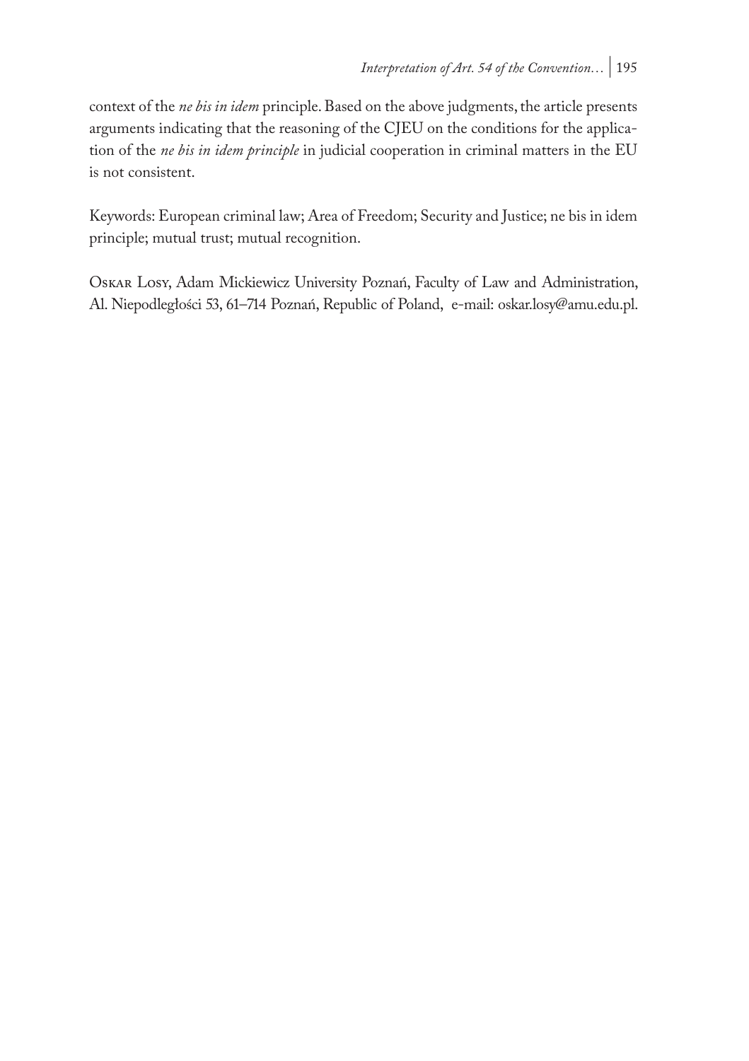context of the *ne bis in idem* principle. Based on the above judgments, the article presents arguments indicating that the reasoning of the CJEU on the conditions for the application of the *ne bis in idem principle* in judicial cooperation in criminal matters in the EU is not consistent.

Keywords: European criminal law; Area of Freedom; Security and Justice; ne bis in idem principle; mutual trust; mutual recognition.

Oskar Losy, Adam Mickiewicz University Poznań, Faculty of Law and Administration, Al. Niepodległości 53, 61–714 Poznań, Republic of Poland, e-mail: oskar.losy@amu.edu.pl.